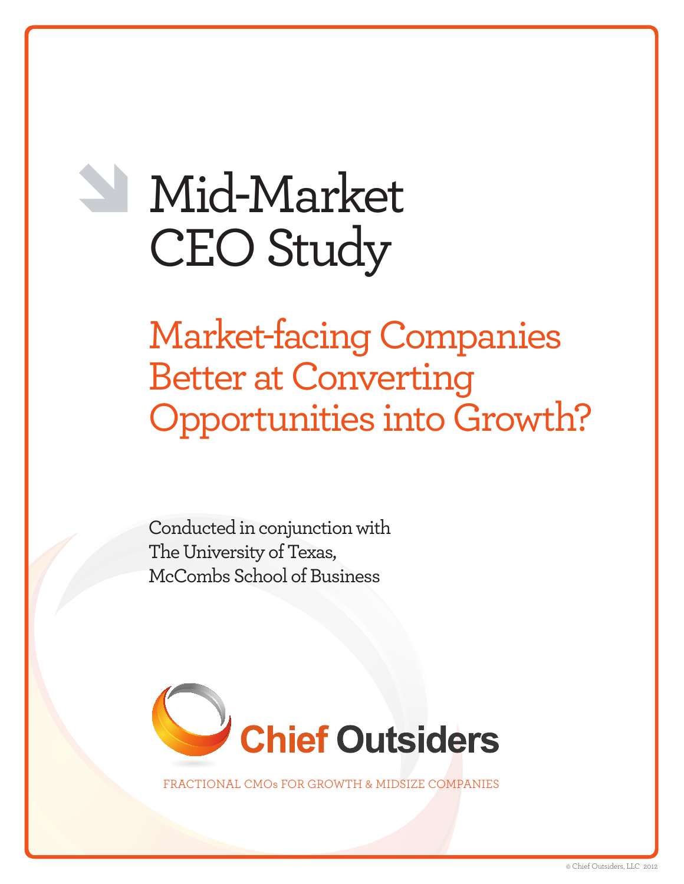# Mid-Market CEO Study

## Market-facing Companies Better at Converting Opportunities into Growth?

Conducted in conjunction with
The University of Texas,
McCombs School of Business

**Chief Outsiders**

FRACTIONAL CMOs FOR GROWTH & MIDSIZE COMPANIES

© Chief Outsiders, LLC 2012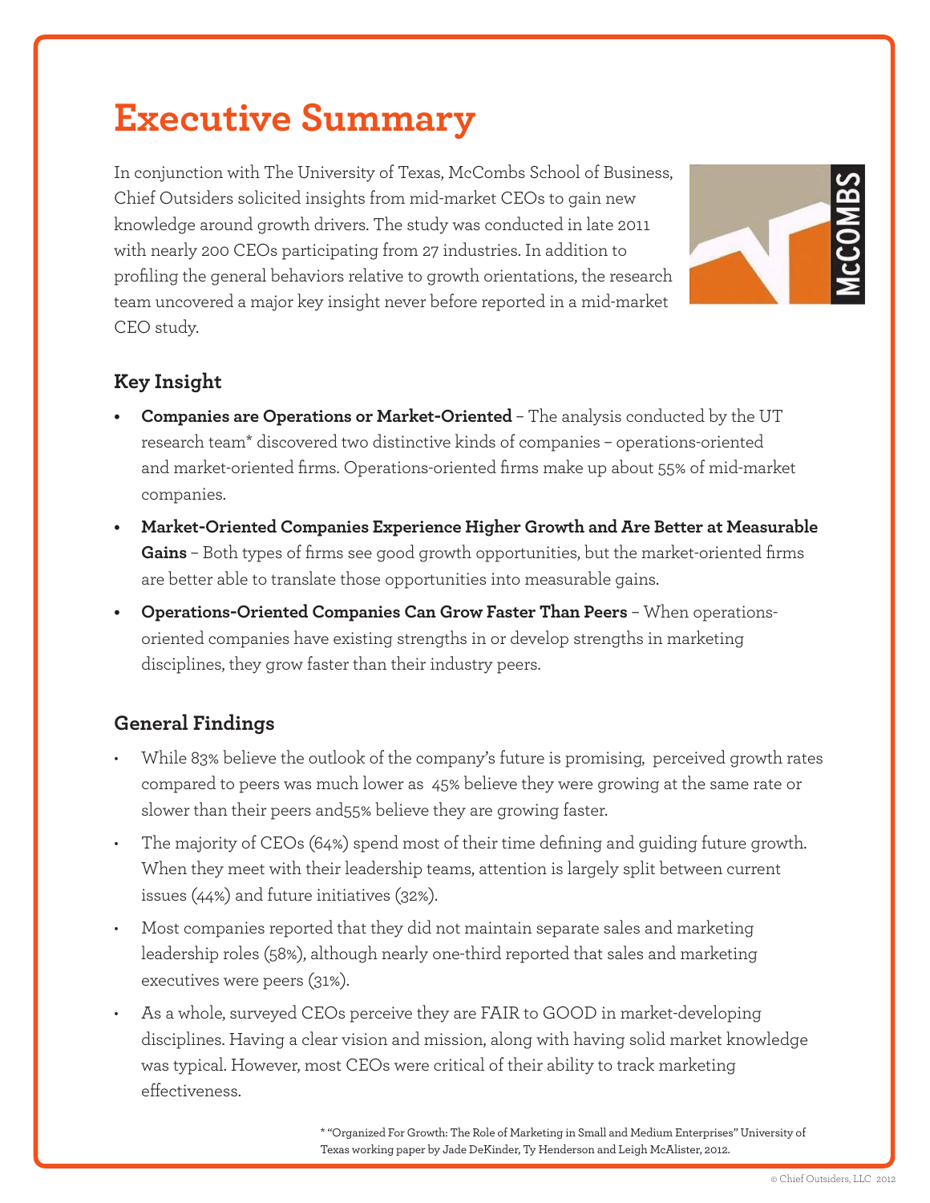# Executive Summary

In conjunction with The University of Texas, McCombs School of Business, Chief Outsiders solicited insights from mid-market CEOs to gain new knowledge around growth drivers. The study was conducted in late 2011 with nearly 200 CEOs participating from 27 industries. In addition to profiling the general behaviors relative to growth orientations, the research team uncovered a major key insight never before reported in a mid-market CEO study.

## Key Insight

- **Companies are Operations or Market-Oriented** – The analysis conducted by the UT research team* discovered two distinctive kinds of companies – operations-oriented and market-oriented firms. Operations-oriented firms make up about 55% of mid-market companies.
- **Market-Oriented Companies Experience Higher Growth and Are Better at Measurable Gains** – Both types of firms see good growth opportunities, but the market-oriented firms are better able to translate those opportunities into measurable gains.
- **Operations-Oriented Companies Can Grow Faster Than Peers** – When operations-oriented companies have existing strengths in or develop strengths in marketing disciplines, they grow faster than their industry peers.

## General Findings

- While 83% believe the outlook of the company's future is promising, perceived growth rates compared to peers was much lower as 45% believe they were growing at the same rate or slower than their peers and55% believe they are growing faster.
- The majority of CEOs (64%) spend most of their time defining and guiding future growth. When they meet with their leadership teams, attention is largely split between current issues (44%) and future initiatives (32%).
- Most companies reported that they did not maintain separate sales and marketing leadership roles (58%), although nearly one-third reported that sales and marketing executives were peers (31%).
- As a whole, surveyed CEOs perceive they are FAIR to GOOD in market-developing disciplines. Having a clear vision and mission, along with having solid market knowledge was typical. However, most CEOs were critical of their ability to track marketing effectiveness.

* "Organized For Growth: The Role of Marketing in Small and Medium Enterprises" University of Texas working paper by Jade DeKinder, Ty Henderson and Leigh McAlister, 2012.

© Chief Outsiders, LLC 2012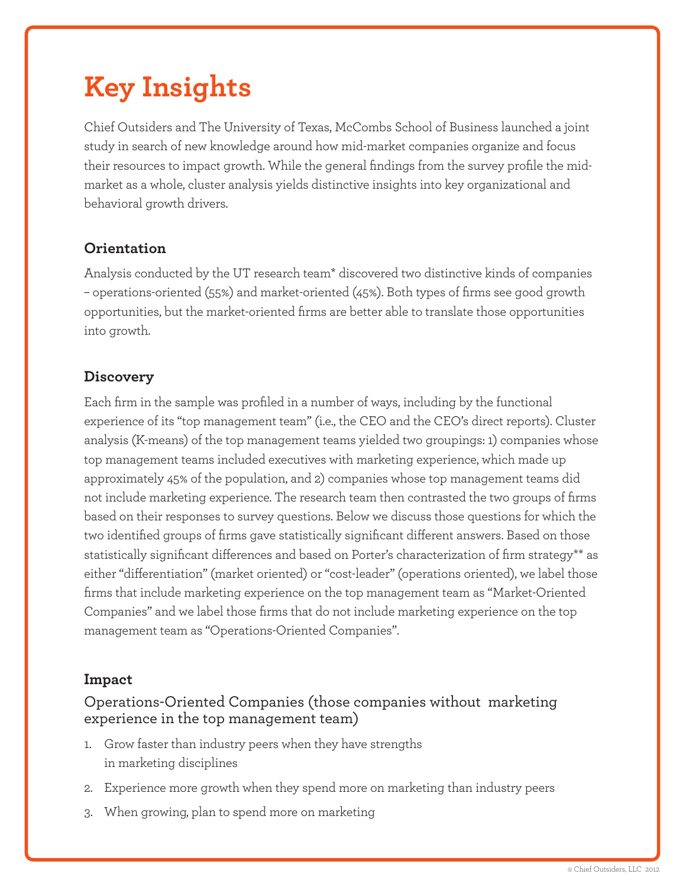# Key Insights

Chief Outsiders and The University of Texas, McCombs School of Business launched a joint study in search of new knowledge around how mid-market companies organize and focus their resources to impact growth. While the general findings from the survey profile the mid-market as a whole, cluster analysis yields distinctive insights into key organizational and behavioral growth drivers.

### Orientation

Analysis conducted by the UT research team* discovered two distinctive kinds of companies – operations-oriented (55%) and market-oriented (45%). Both types of firms see good growth opportunities, but the market-oriented firms are better able to translate those opportunities into growth.

### Discovery

Each firm in the sample was profiled in a number of ways, including by the functional experience of its "top management team" (i.e., the CEO and the CEO's direct reports). Cluster analysis (K-means) of the top management teams yielded two groupings: 1) companies whose top management teams included executives with marketing experience, which made up approximately 45% of the population, and 2) companies whose top management teams did not include marketing experience. The research team then contrasted the two groups of firms based on their responses to survey questions. Below we discuss those questions for which the two identified groups of firms gave statistically significant different answers. Based on those statistically significant differences and based on Porter's characterization of firm strategy** as either "differentiation" (market oriented) or "cost-leader" (operations oriented), we label those firms that include marketing experience on the top management team as "Market-Oriented Companies" and we label those firms that do not include marketing experience on the top management team as "Operations-Oriented Companies".

### Impact

Operations-Oriented Companies (those companies without marketing experience in the top management team)

1. Grow faster than industry peers when they have strengths in marketing disciplines
2. Experience more growth when they spend more on marketing than industry peers
3. When growing, plan to spend more on marketing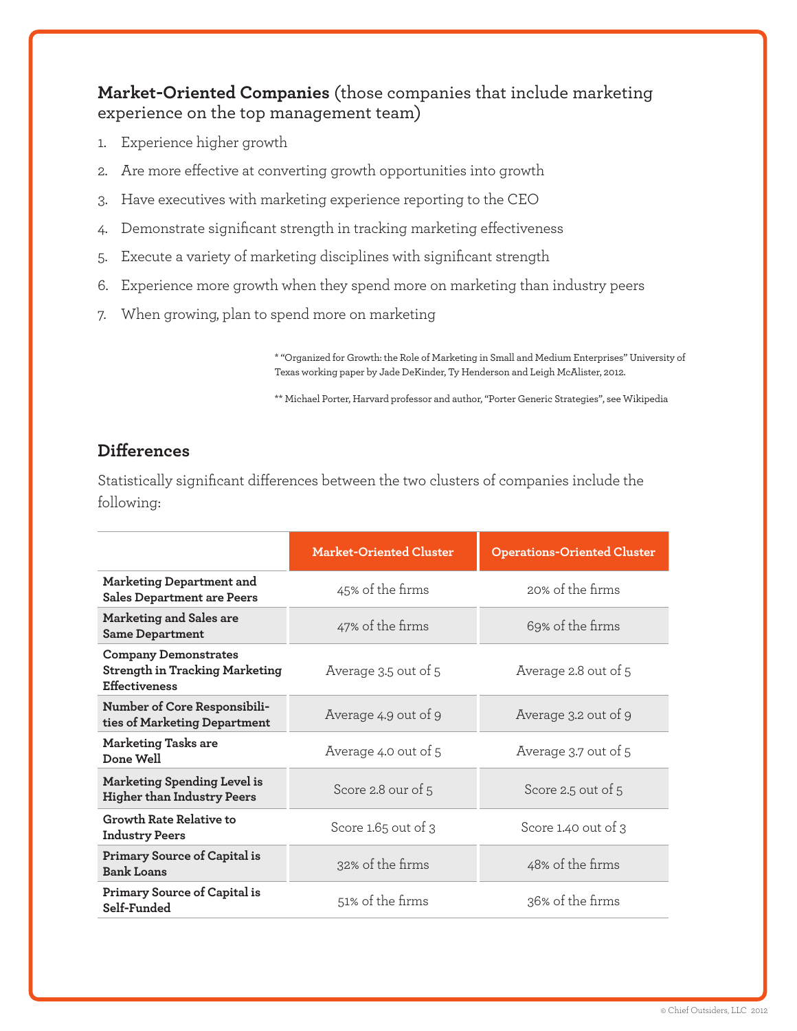**Market-Oriented Companies** (those companies that include marketing experience on the top management team)

1. Experience higher growth
2. Are more effective at converting growth opportunities into growth
3. Have executives with marketing experience reporting to the CEO
4. Demonstrate significant strength in tracking marketing effectiveness
5. Execute a variety of marketing disciplines with significant strength
6. Experience more growth when they spend more on marketing than industry peers
7. When growing, plan to spend more on marketing

\* "Organized for Growth: the Role of Marketing in Small and Medium Enterprises" University of Texas working paper by Jade DeKinder, Ty Henderson and Leigh McAlister, 2012.

\** Michael Porter, Harvard professor and author, "Porter Generic Strategies", see Wikipedia

## Differences

Statistically significant differences between the two clusters of companies include the following:

| | Market-Oriented Cluster | Operations-Oriented Cluster |
|---|---|---|
| **Marketing Department and Sales Department are Peers** | 45% of the firms | 20% of the firms |
| **Marketing and Sales are Same Department** | 47% of the firms | 69% of the firms |
| **Company Demonstrates Strength in Tracking Marketing Effectiveness** | Average 3.5 out of 5 | Average 2.8 out of 5 |
| **Number of Core Responsibilities of Marketing Department** | Average 4.9 out of 9 | Average 3.2 out of 9 |
| **Marketing Tasks are Done Well** | Average 4.0 out of 5 | Average 3.7 out of 5 |
| **Marketing Spending Level is Higher than Industry Peers** | Score 2.8 our of 5 | Score 2.5 out of 5 |
| **Growth Rate Relative to Industry Peers** | Score 1.65 out of 3 | Score 1.40 out of 3 |
| **Primary Source of Capital is Bank Loans** | 32% of the firms | 48% of the firms |
| **Primary Source of Capital is Self-Funded** | 51% of the firms | 36% of the firms |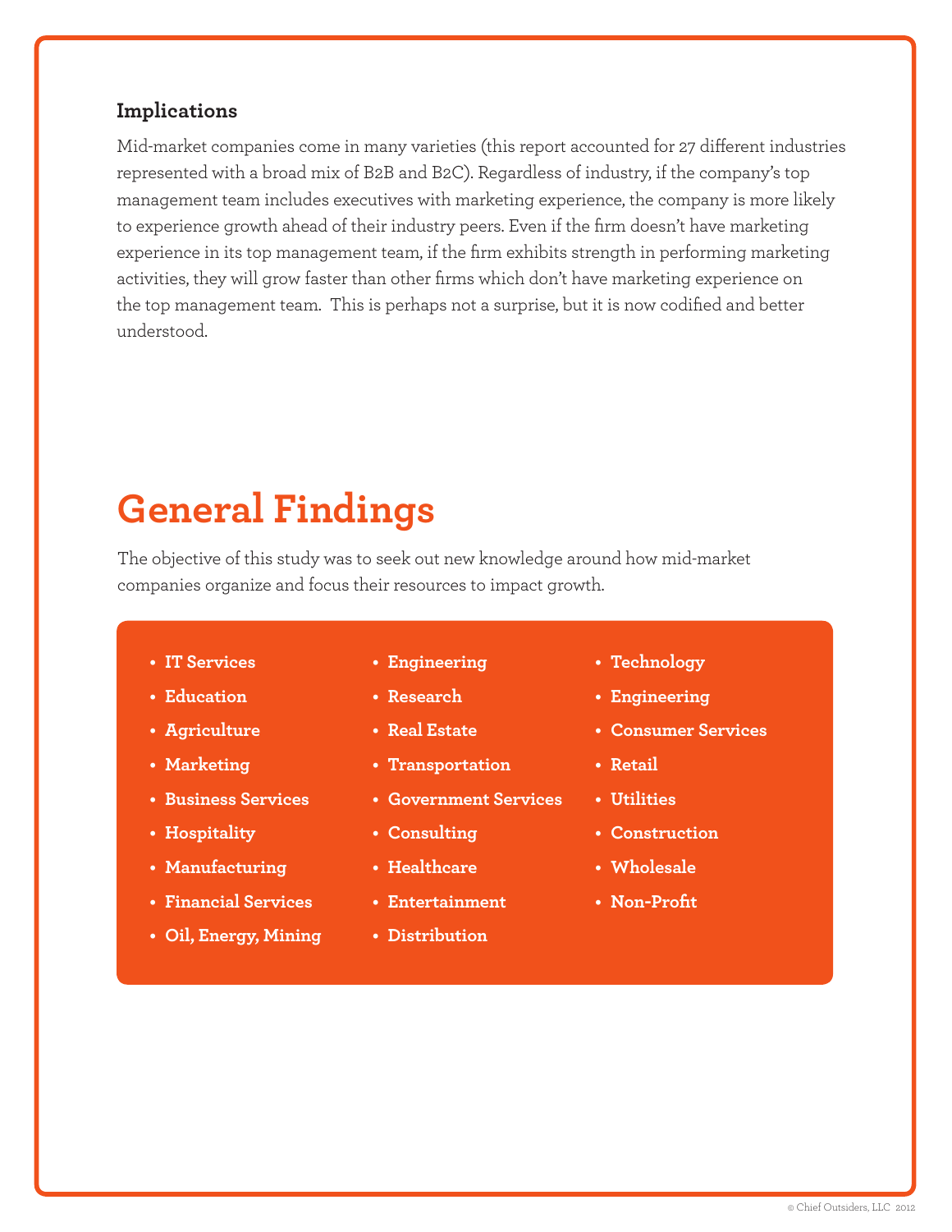### Implications

Mid-market companies come in many varieties (this report accounted for 27 different industries represented with a broad mix of B2B and B2C). Regardless of industry, if the company's top management team includes executives with marketing experience, the company is more likely to experience growth ahead of their industry peers. Even if the firm doesn't have marketing experience in its top management team, if the firm exhibits strength in performing marketing activities, they will grow faster than other firms which don't have marketing experience on the top management team. This is perhaps not a surprise, but it is now codified and better understood.

# General Findings

The objective of this study was to seek out new knowledge around how mid-market companies organize and focus their resources to impact growth.

- **IT Services**
- **Education**
- **Agriculture**
- **Marketing**
- **Business Services**
- **Hospitality**
- **Manufacturing**
- **Financial Services**
- **Oil, Energy, Mining**
- **Engineering**
- **Research**
- **Real Estate**
- **Transportation**
- **Government Services**
- **Consulting**
- **Healthcare**
- **Entertainment**
- **Distribution**
- **Technology**
- **Engineering**
- **Consumer Services**
- **Retail**
- **Utilities**
- **Construction**
- **Wholesale**
- **Non-Profit**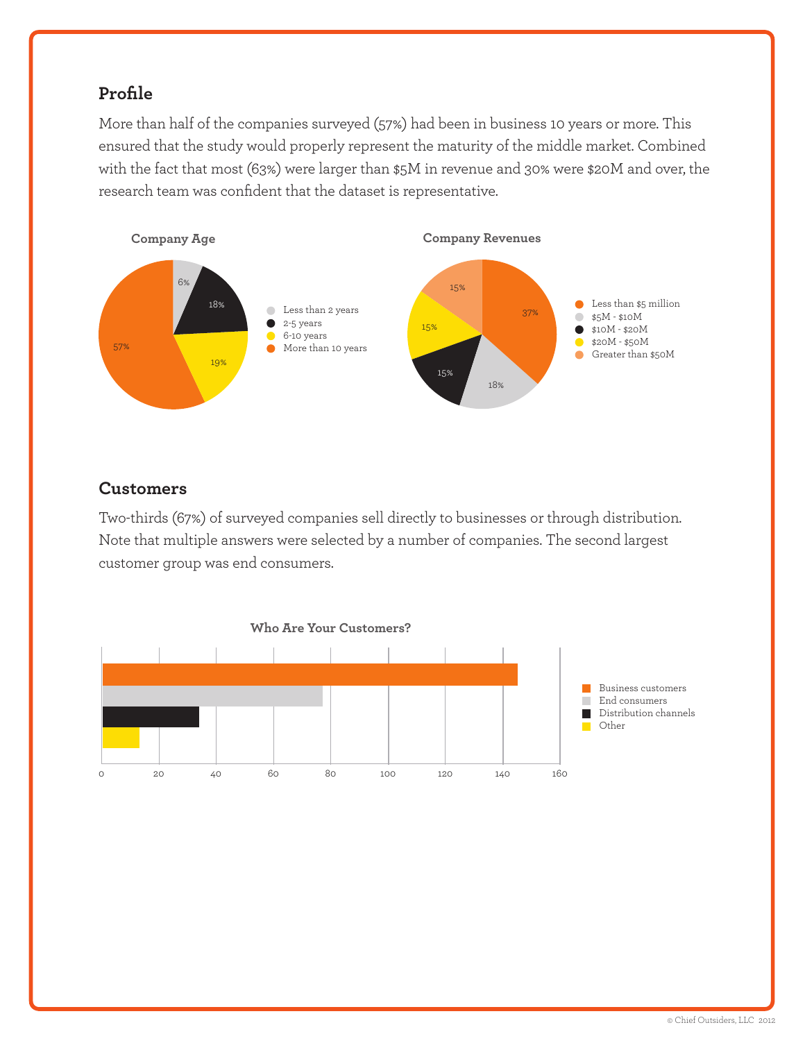## Profile

More than half of the companies surveyed (57%) had been in business 10 years or more. This ensured that the study would properly represent the maturity of the middle market. Combined with the fact that most (63%) were larger than $5M in revenue and 30% were $20M and over, the research team was confident that the dataset is representative.

**Company Age**

- Less than 2 years: 6%
- 2-5 years: 18%
- 6-10 years: 19%
- More than 10 years: 57%

**Company Revenues**

- Less than $5 million: 37%
- $5M - $10M: 18%
- $10M - $20M: 15%
- $20M - $50M: 15%
- Greater than $50M: 15%

## Customers

Two-thirds (67%) of surveyed companies sell directly to businesses or through distribution. Note that multiple answers were selected by a number of companies. The second largest customer group was end consumers.

**Who Are Your Customers?**

- Business customers
- End consumers
- Distribution channels
- Other

0 20 40 60 80 100 120 140 160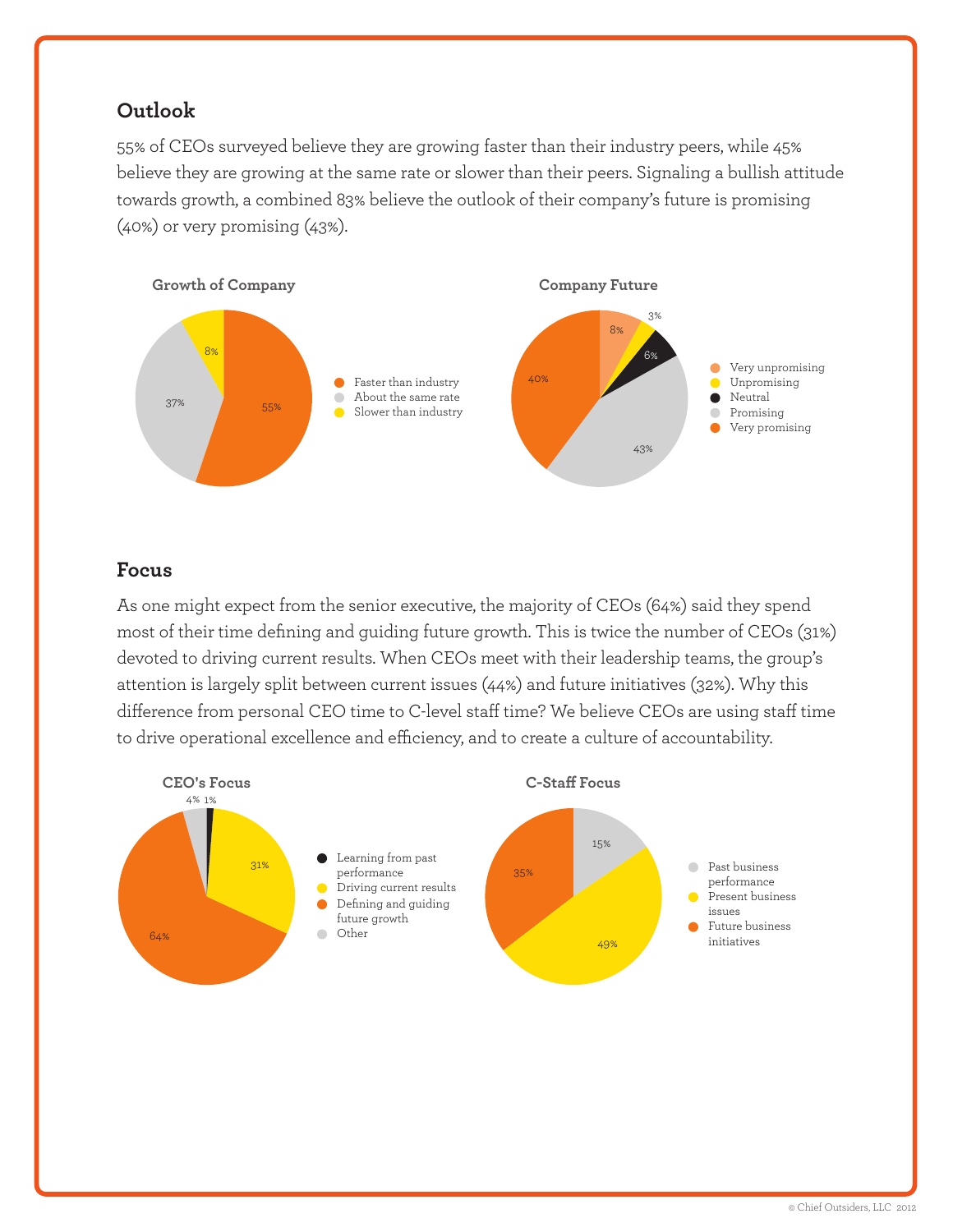## Outlook

55% of CEOs surveyed believe they are growing faster than their industry peers, while 45% believe they are growing at the same rate or slower than their peers. Signaling a bullish attitude towards growth, a combined 83% believe the outlook of their company's future is promising (40%) or very promising (43%).

**Growth of Company**

- Faster than industry: 55%
- About the same rate: 37%
- Slower than industry: 8%

**Company Future**

- Very unpromising: 8%
- Unpromising: 3%
- Neutral: 6%
- Promising: 43%
- Very promising: 40%

## Focus

As one might expect from the senior executive, the majority of CEOs (64%) said they spend most of their time defining and guiding future growth. This is twice the number of CEOs (31%) devoted to driving current results. When CEOs meet with their leadership teams, the group's attention is largely split between current issues (44%) and future initiatives (32%). Why this difference from personal CEO time to C-level staff time? We believe CEOs are using staff time to drive operational excellence and efficiency, and to create a culture of accountability.

**CEO's Focus**

- Learning from past performance: 1%
- Driving current results: 31%
- Defining and guiding future growth: 64%
- Other: 4%

**C-Staff Focus**

- Past business performance: 15%
- Present business issues: 49%
- Future business initiatives: 35%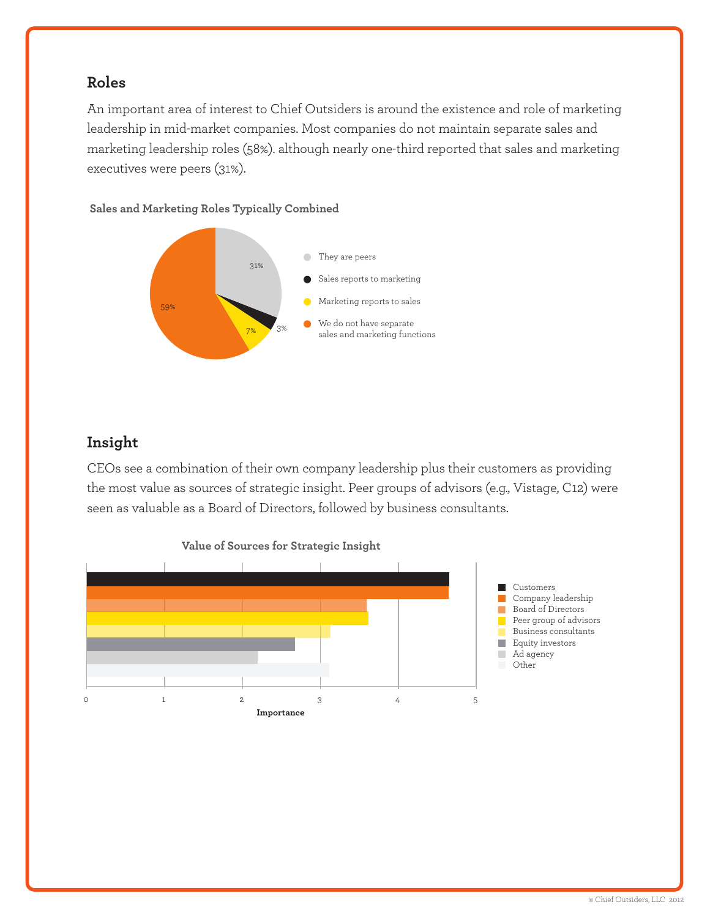## Roles

An important area of interest to Chief Outsiders is around the existence and role of marketing leadership in mid-market companies. Most companies do not maintain separate sales and marketing leadership roles (58%). although nearly one-third reported that sales and marketing executives were peers (31%).

**Sales and Marketing Roles Typically Combined**

| Role | Percentage |
|---|---|
| They are peers | 31% |
| Sales reports to marketing | 3% |
| Marketing reports to sales | 7% |
| We do not have separate sales and marketing functions | 59% |

## Insight

CEOs see a combination of their own company leadership plus their customers as providing the most value as sources of strategic insight. Peer groups of advisors (e.g., Vistage, C12) were seen as valuable as a Board of Directors, followed by business consultants.

**Value of Sources for Strategic Insight**

Customers, Company leadership, Board of Directors, Peer group of advisors, Business consultants, Equity investors, Ad agency, Other

Importance (0–5)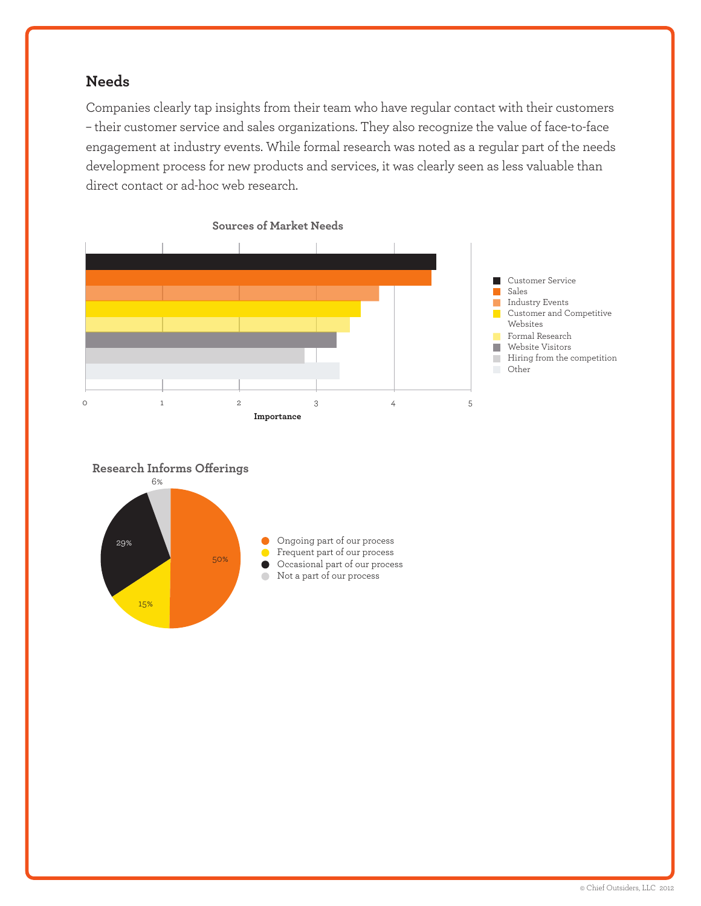## Needs

Companies clearly tap insights from their team who have regular contact with their customers – their customer service and sales organizations. They also recognize the value of face-to-face engagement at industry events. While formal research was noted as a regular part of the needs development process for new products and services, it was clearly seen as less valuable than direct contact or ad-hoc web research.

**Sources of Market Needs**

- Customer Service
- Sales
- Industry Events
- Customer and Competitive Websites
- Formal Research
- Website Visitors
- Hiring from the competition
- Other

Importance: 0 1 2 3 4 5

**Research Informs Offerings**

- Ongoing part of our process: 50%
- Frequent part of our process: 15%
- Occasional part of our process: 29%
- Not a part of our process: 6%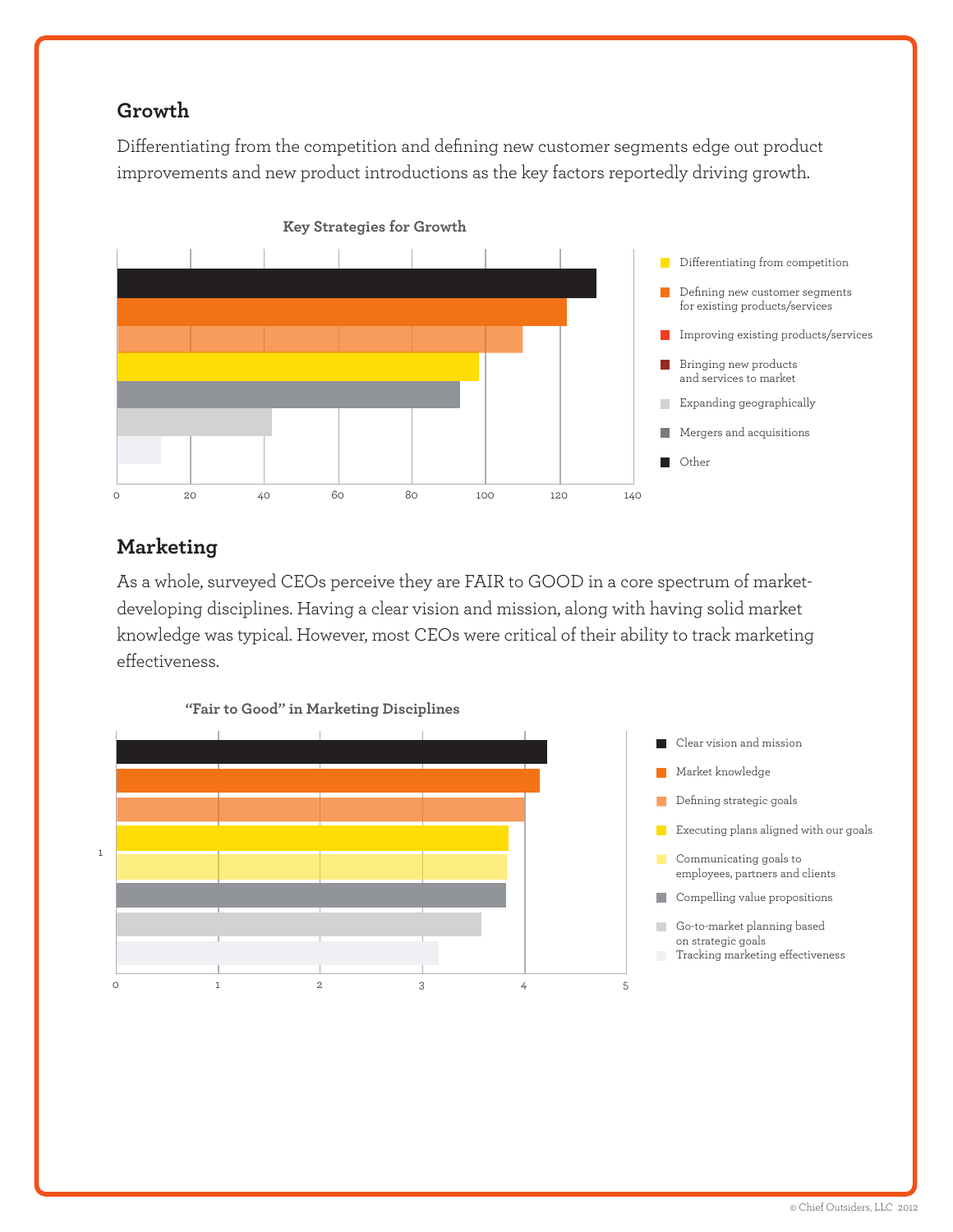## Growth

Differentiating from the competition and defining new customer segments edge out product improvements and new product introductions as the key factors reportedly driving growth.

**Key Strategies for Growth**

- Differentiating from competition
- Defining new customer segments for existing products/services
- Improving existing products/services
- Bringing new products and services to market
- Expanding geographically
- Mergers and acquisitions
- Other

0 20 40 60 80 100 120 140

## Marketing

As a whole, surveyed CEOs perceive they are FAIR to GOOD in a core spectrum of market-developing disciplines. Having a clear vision and mission, along with having solid market knowledge was typical. However, most CEOs were critical of their ability to track marketing effectiveness.

**"Fair to Good" in Marketing Disciplines**

- Clear vision and mission
- Market knowledge
- Defining strategic goals
- Executing plans aligned with our goals
- Communicating goals to employees, partners and clients
- Compelling value propositions
- Go-to-market planning based on strategic goals
- Tracking marketing effectiveness

1

0 1 2 3 4 5

© Chief Outsiders, LLC 2012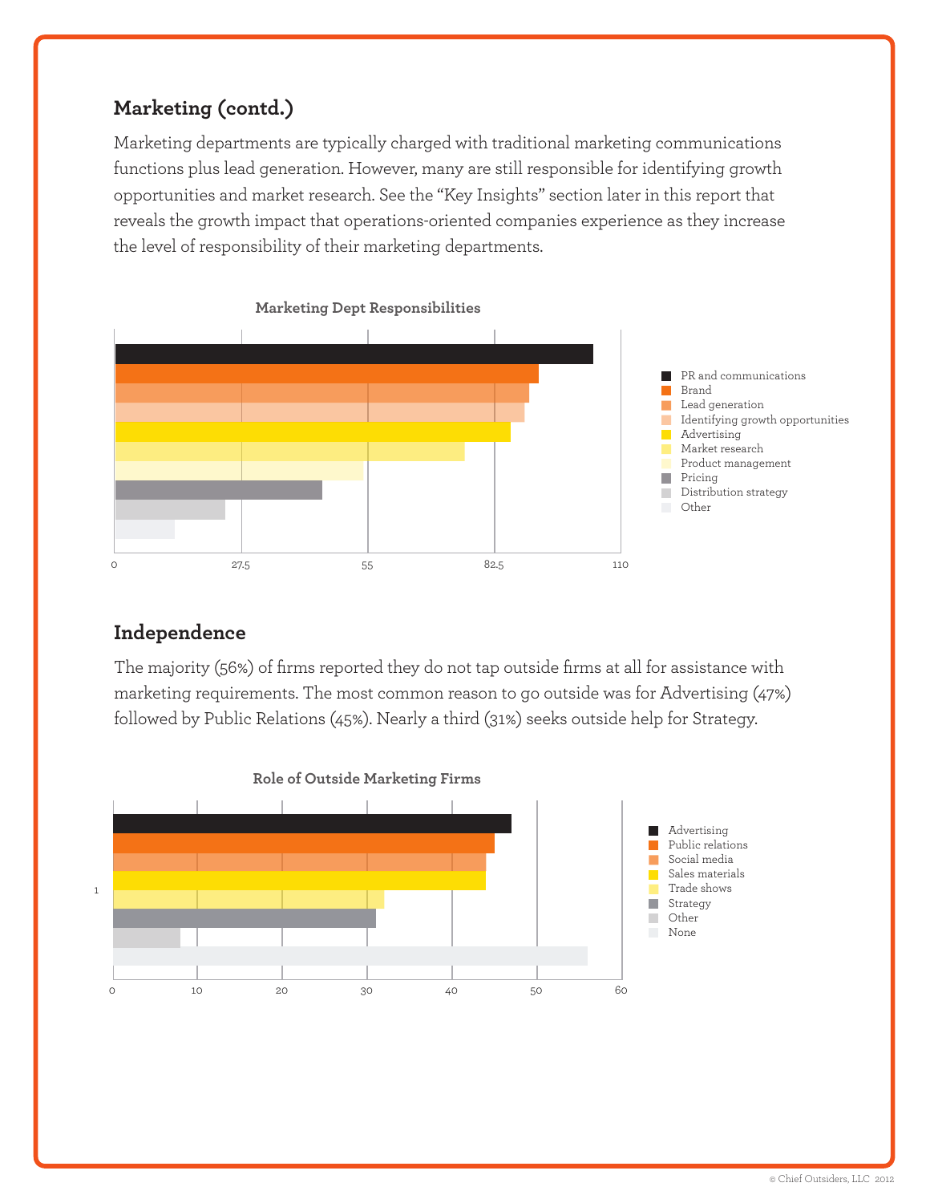## Marketing (contd.)

Marketing departments are typically charged with traditional marketing communications functions plus lead generation. However, many are still responsible for identifying growth opportunities and market research. See the "Key Insights" section later in this report that reveals the growth impact that operations-oriented companies experience as they increase the level of responsibility of their marketing departments.

**Marketing Dept Responsibilities**

- PR and communications
- Brand
- Lead generation
- Identifying growth opportunities
- Advertising
- Market research
- Product management
- Pricing
- Distribution strategy
- Other

0 | 27.5 | 55 | 82.5 | 110

## Independence

The majority (56%) of firms reported they do not tap outside firms at all for assistance with marketing requirements. The most common reason to go outside was for Advertising (47%) followed by Public Relations (45%). Nearly a third (31%) seeks outside help for Strategy.

**Role of Outside Marketing Firms**

- Advertising
- Public relations
- Social media
- Sales materials
- Trade shows
- Strategy
- Other
- None

0 | 10 | 20 | 30 | 40 | 50 | 60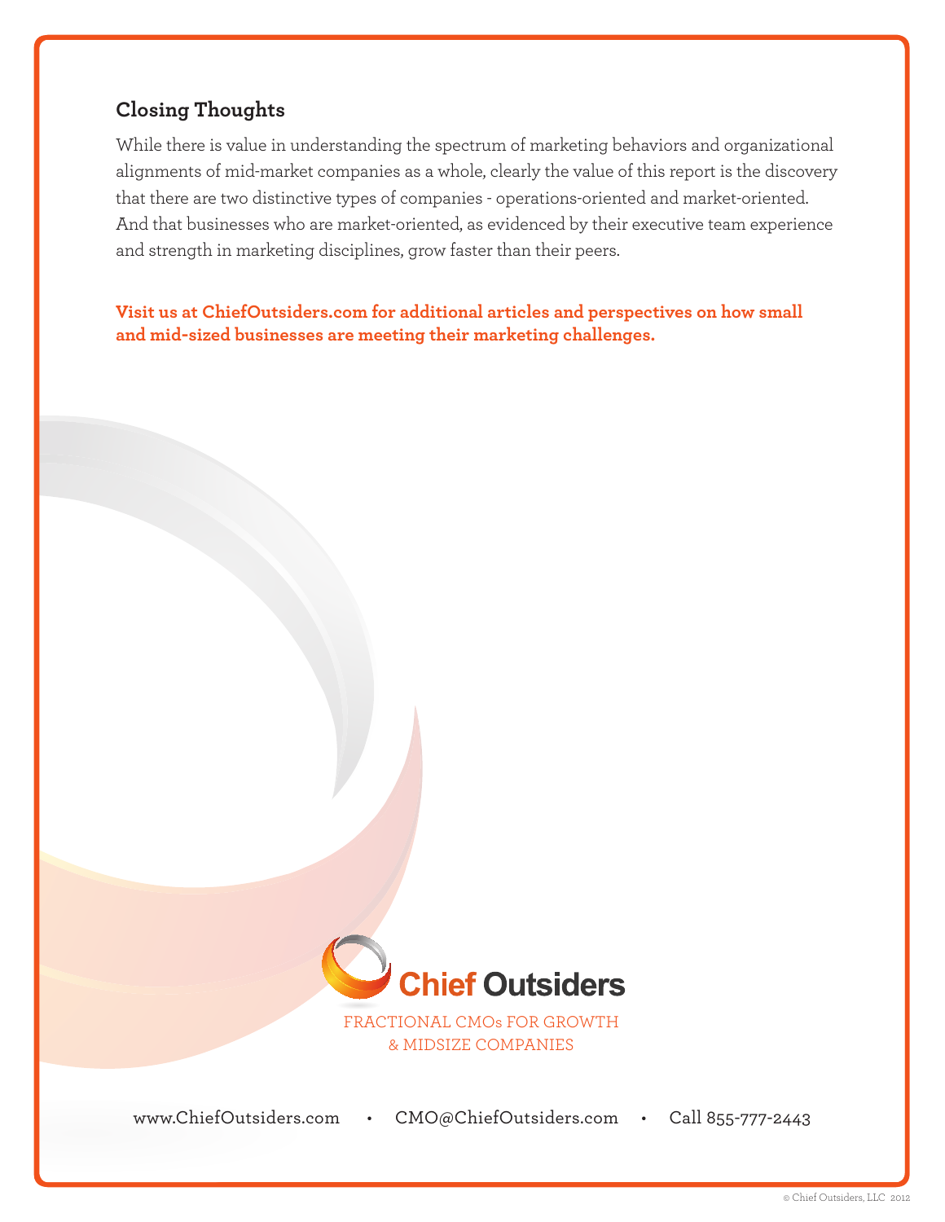## Closing Thoughts

While there is value in understanding the spectrum of marketing behaviors and organizational alignments of mid-market companies as a whole, clearly the value of this report is the discovery that there are two distinctive types of companies - operations-oriented and market-oriented. And that businesses who are market-oriented, as evidenced by their executive team experience and strength in marketing disciplines, grow faster than their peers.

**Visit us at ChiefOutsiders.com for additional articles and perspectives on how small and mid-sized businesses are meeting their marketing challenges.**

Chief Outsiders

FRACTIONAL CMOs FOR GROWTH & MIDSIZE COMPANIES

www.ChiefOutsiders.com • CMO@ChiefOutsiders.com • Call 855-777-2443

© Chief Outsiders, LLC 2012